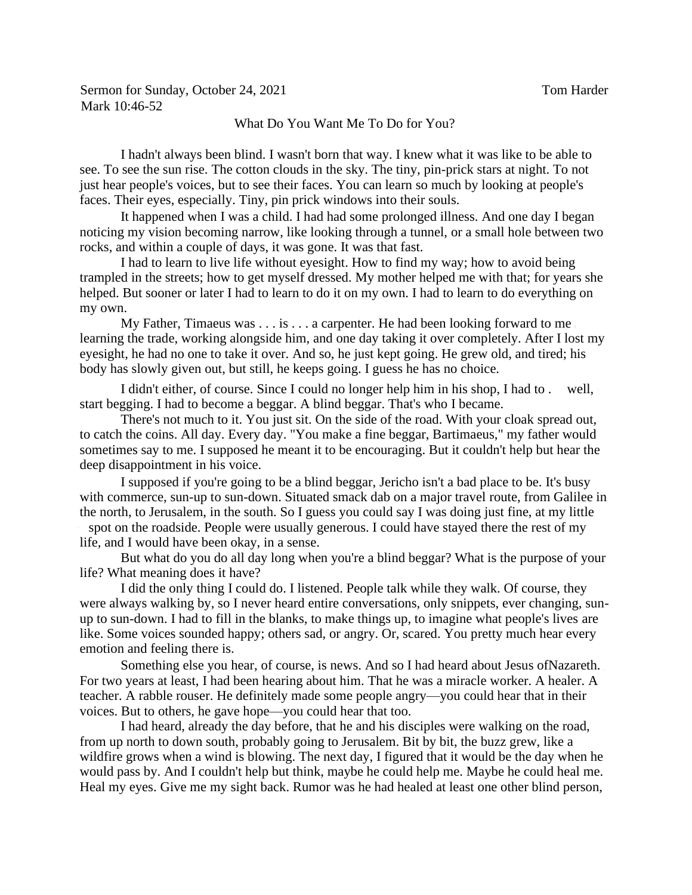Sermon for Sunday, October 24, 2021 Tom Harder
Mark 10:46-52

What Do You Want Me To Do for You?

I hadn't always been blind. I wasn't born that way. I knew what it was like to be able to see. To see the sun rise. The cotton clouds in the sky. The tiny, pin-prick stars at night. To not just hear people's voices, but to see their faces. You can learn so much by looking at people's faces. Their eyes, especially. Tiny, pin prick windows into their souls.

It happened when I was a child. I had had some prolonged illness. And one day I began noticing my vision becoming narrow, like looking through a tunnel, or a small hole between two rocks, and within a couple of days, it was gone. It was that fast.

I had to learn to live life without eyesight. How to find my way; how to avoid being trampled in the streets; how to get myself dressed. My mother helped me with that; for years she helped. But sooner or later I had to learn to do it on my own. I had to learn to do everything on my own.

My Father, Timaeus was . . . is . . . a carpenter. He had been looking forward to me learning the trade, working alongside him, and one day taking it over completely. After I lost my eyesight, he had no one to take it over. And so, he just kept going. He grew old, and tired; his body has slowly given out, but still, he keeps going. I guess he has no choice.

I didn't either, of course. Since I could no longer help him in his shop, I had to . . . well, start begging. I had to become a beggar. A blind beggar. That's who I became.

There's not much to it. You just sit. On the side of the road. With your cloak spread out, to catch the coins. All day. Every day. "You make a fine beggar, Bartimaeus," my father would sometimes say to me. I supposed he meant it to be encouraging. But it couldn't help but hear the deep disappointment in his voice.

I supposed if you're going to be a blind beggar, Jericho isn't a bad place to be. It's busy with commerce, sun-up to sun-down. Situated smack dab on a major travel route, from Galilee in the north, to Jerusalem, in the south. So I guess you could say I was doing just fine, at my little spot on the roadside. People were usually generous. I could have stayed there the rest of my life, and I would have been okay, in a sense.

But what do you do all day long when you're a blind beggar? What is the purpose of your life? What meaning does it have?

I did the only thing I could do. I listened. People talk while they walk. Of course, they were always walking by, so I never heard entire conversations, only snippets, ever changing, sun-up to sun-down. I had to fill in the blanks, to make things up, to imagine what people's lives are like. Some voices sounded happy; others sad, or angry. Or, scared. You pretty much hear every emotion and feeling there is.

Something else you hear, of course, is news. And so I had heard about Jesus ofNazareth. For two years at least, I had been hearing about him. That he was a miracle worker. A healer. A teacher. A rabble rouser. He definitely made some people angry—you could hear that in their voices. But to others, he gave hope—you could hear that too.

I had heard, already the day before, that he and his disciples were walking on the road, from up north to down south, probably going to Jerusalem. Bit by bit, the buzz grew, like a wildfire grows when a wind is blowing. The next day, I figured that it would be the day when he would pass by. And I couldn't help but think, maybe he could help me. Maybe he could heal me. Heal my eyes. Give me my sight back. Rumor was he had healed at least one other blind person,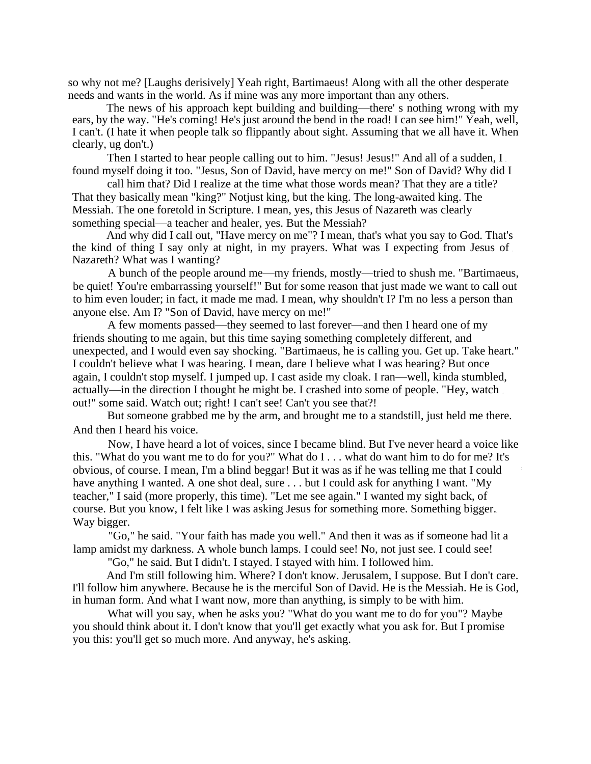so why not me? [Laughs derisively] Yeah right, Bartimaeus! Along with all the other desperate needs and wants in the world. As if mine was any more important than any others.

The news of his approach kept building and building—there' s nothing wrong with my ears, by the way. "He's coming! He's just around the bend in the road! I can see him!" Yeah, well, I can't. (I hate it when people talk so flippantly about sight. Assuming that we all have it. When clearly, ug don't.)

Then I started to hear people calling out to him. "Jesus! Jesus!" And all of a sudden, I found myself doing it too. "Jesus, Son of David, have mercy on me!" Son of David? Why did I call him that? Did I realize at the time what those words mean? That they are a title? That they basically mean "king?" Notjust king, but the king. The long-awaited king. The Messiah. The one foretold in Scripture. I mean, yes, this Jesus of Nazareth was clearly something special—a teacher and healer, yes. But the Messiah?

And why did I call out, "Have mercy on me"? I mean, that's what you say to God. That's the kind of thing I say only at night, in my prayers. What was I expecting from Jesus of Nazareth? What was I wanting?

A bunch of the people around me—my friends, mostly—tried to shush me. "Bartimaeus, be quiet! You're embarrassing yourself!" But for some reason that just made we want to call out to him even louder; in fact, it made me mad. I mean, why shouldn't I? I'm no less a person than anyone else. Am I? "Son of David, have mercy on me!"

A few moments passed—they seemed to last forever—and then I heard one of my friends shouting to me again, but this time saying something completely different, and unexpected, and I would even say shocking. "Bartimaeus, he is calling you. Get up. Take heart." I couldn't believe what I was hearing. I mean, dare I believe what I was hearing? But once again, I couldn't stop myself. I jumped up. I cast aside my cloak. I ran—well, kinda stumbled, actually—in the direction I thought he might be. I crashed into some of people. "Hey, watch out!" some said. Watch out; right! I can't see! Can't you see that?!

But someone grabbed me by the arm, and brought me to a standstill, just held me there. And then I heard his voice.

Now, I have heard a lot of voices, since I became blind. But I've never heard a voice like this. "What do you want me to do for you?" What do I . . . what do want him to do for me? It's obvious, of course. I mean, I'm a blind beggar! But it was as if he was telling me that I could have anything I wanted. A one shot deal, sure . . . but I could ask for anything I want. "My teacher," I said (more properly, this time). "Let me see again." I wanted my sight back, of course. But you know, I felt like I was asking Jesus for something more. Something bigger. Way bigger.

"Go," he said. "Your faith has made you well." And then it was as if someone had lit a lamp amidst my darkness. A whole bunch lamps. I could see! No, not just see. I could see!

"Go," he said. But I didn't. I stayed. I stayed with him. I followed him.

And I'm still following him. Where? I don't know. Jerusalem, I suppose. But I don't care. I'll follow him anywhere. Because he is the merciful Son of David. He is the Messiah. He is God, in human form. And what I want now, more than anything, is simply to be with him.

What will you say, when he asks you? "What do you want me to do for you"? Maybe you should think about it. I don't know that you'll get exactly what you ask for. But I promise you this: you'll get so much more. And anyway, he's asking.